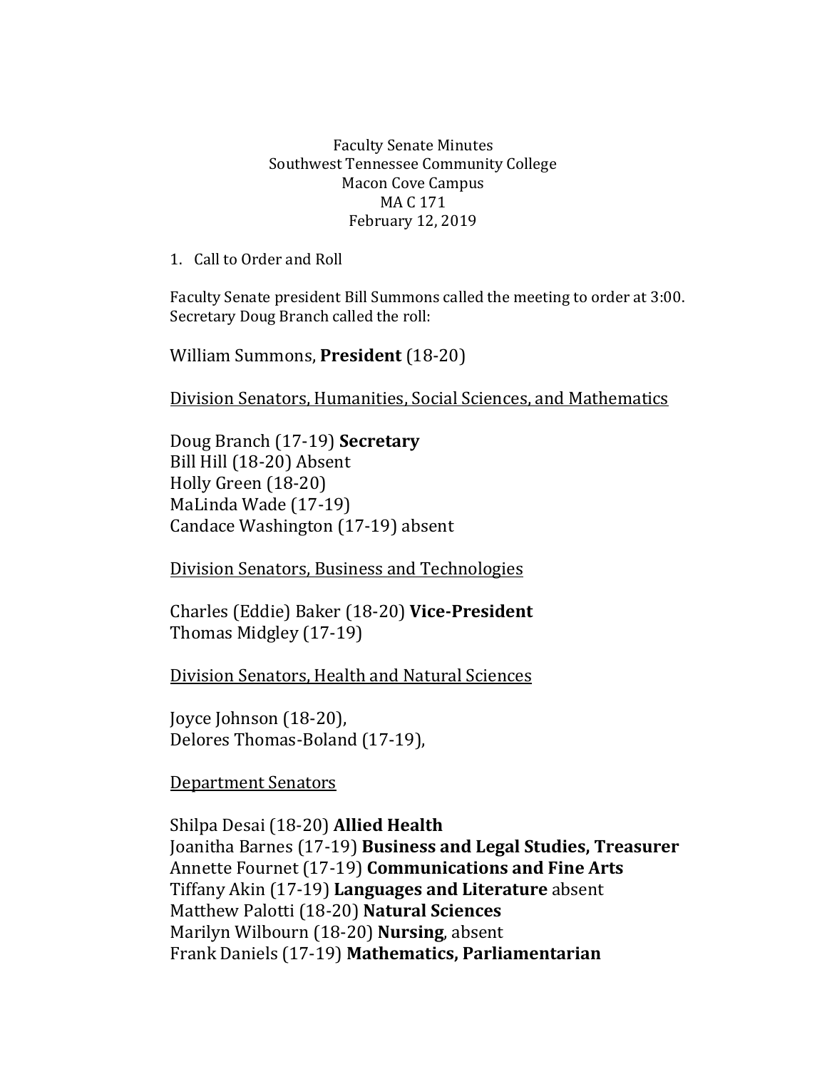Faculty Senate Minutes
Southwest Tennessee Community College
Macon Cove Campus
MA C 171
February 12, 2019

1. Call to Order and Roll

Faculty Senate president Bill Summons called the meeting to order at 3:00. Secretary Doug Branch called the roll:

William Summons, **President** (18-20)

<u>Division Senators, Humanities, Social Sciences, and Mathematics</u>

Doug Branch (17-19) **Secretary**
Bill Hill (18-20) Absent
Holly Green (18-20)
MaLinda Wade (17-19)
Candace Washington (17-19) absent

<u>Division Senators, Business and Technologies</u>

Charles (Eddie) Baker (18-20) **Vice-President**
Thomas Midgley (17-19)

<u>Division Senators, Health and Natural Sciences</u>

Joyce Johnson (18-20),
Delores Thomas-Boland (17-19),

<u>Department Senators</u>

Shilpa Desai (18-20) **Allied Health**
Joanitha Barnes (17-19) **Business and Legal Studies, Treasurer**
Annette Fournet (17-19) **Communications and Fine Arts**
Tiffany Akin (17-19) **Languages and Literature** absent
Matthew Palotti (18-20) **Natural Sciences**
Marilyn Wilbourn (18-20) **Nursing**, absent
Frank Daniels (17-19) **Mathematics, Parliamentarian**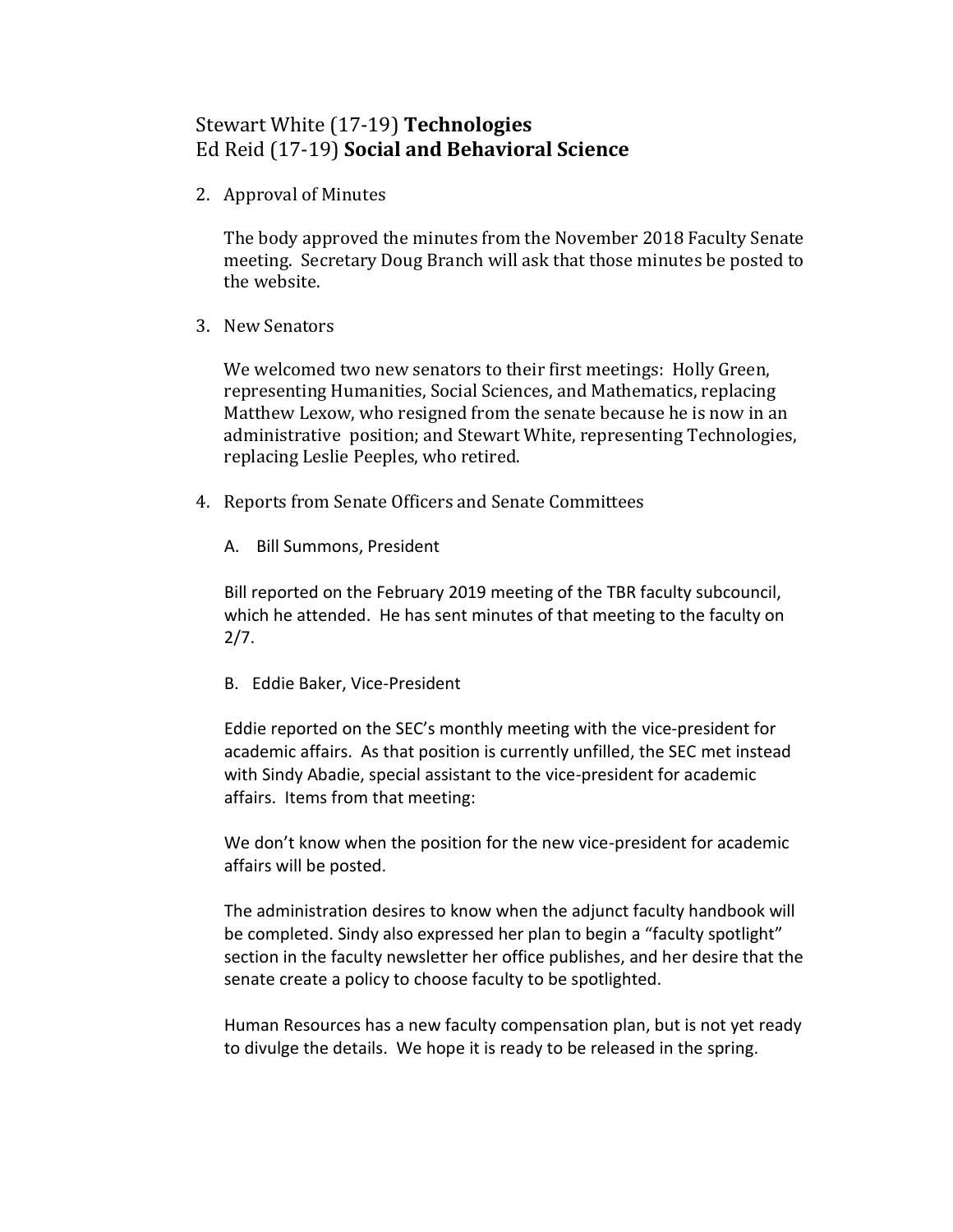Stewart White (17-19) **Technologies**
Ed Reid (17-19) **Social and Behavioral Science**

2. Approval of Minutes

   The body approved the minutes from the November 2018 Faculty Senate meeting. Secretary Doug Branch will ask that those minutes be posted to the website.

3. New Senators

   We welcomed two new senators to their first meetings: Holly Green, representing Humanities, Social Sciences, and Mathematics, replacing Matthew Lexow, who resigned from the senate because he is now in an administrative position; and Stewart White, representing Technologies, replacing Leslie Peeples, who retired.

4. Reports from Senate Officers and Senate Committees

   A. Bill Summons, President

   Bill reported on the February 2019 meeting of the TBR faculty subcouncil, which he attended. He has sent minutes of that meeting to the faculty on 2/7.

   B. Eddie Baker, Vice-President

   Eddie reported on the SEC's monthly meeting with the vice-president for academic affairs. As that position is currently unfilled, the SEC met instead with Sindy Abadie, special assistant to the vice-president for academic affairs. Items from that meeting:

   We don't know when the position for the new vice-president for academic affairs will be posted.

   The administration desires to know when the adjunct faculty handbook will be completed. Sindy also expressed her plan to begin a "faculty spotlight" section in the faculty newsletter her office publishes, and her desire that the senate create a policy to choose faculty to be spotlighted.

   Human Resources has a new faculty compensation plan, but is not yet ready to divulge the details. We hope it is ready to be released in the spring.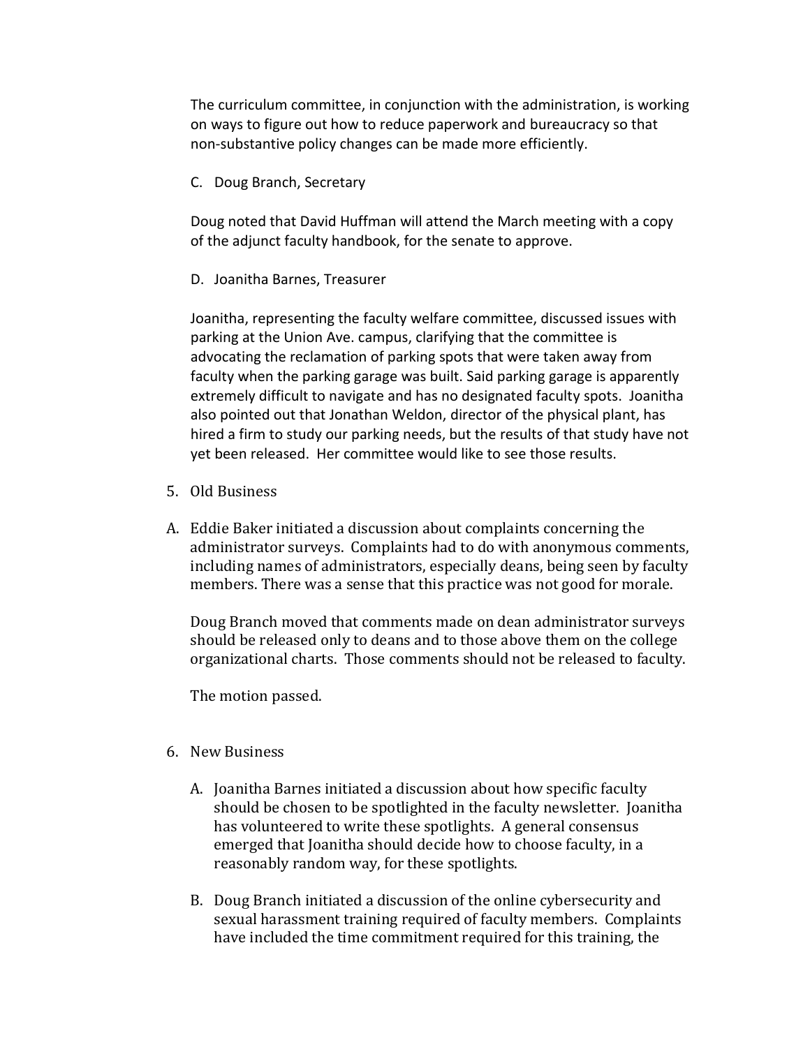The curriculum committee, in conjunction with the administration, is working on ways to figure out how to reduce paperwork and bureaucracy so that non-substantive policy changes can be made more efficiently.

C. Doug Branch, Secretary

Doug noted that David Huffman will attend the March meeting with a copy of the adjunct faculty handbook, for the senate to approve.

D. Joanitha Barnes, Treasurer

Joanitha, representing the faculty welfare committee, discussed issues with parking at the Union Ave. campus, clarifying that the committee is advocating the reclamation of parking spots that were taken away from faculty when the parking garage was built. Said parking garage is apparently extremely difficult to navigate and has no designated faculty spots. Joanitha also pointed out that Jonathan Weldon, director of the physical plant, has hired a firm to study our parking needs, but the results of that study have not yet been released. Her committee would like to see those results.

5. Old Business

A. Eddie Baker initiated a discussion about complaints concerning the administrator surveys. Complaints had to do with anonymous comments, including names of administrators, especially deans, being seen by faculty members. There was a sense that this practice was not good for morale.

Doug Branch moved that comments made on dean administrator surveys should be released only to deans and to those above them on the college organizational charts. Those comments should not be released to faculty.

The motion passed.

6. New Business

A. Joanitha Barnes initiated a discussion about how specific faculty should be chosen to be spotlighted in the faculty newsletter. Joanitha has volunteered to write these spotlights. A general consensus emerged that Joanitha should decide how to choose faculty, in a reasonably random way, for these spotlights.

B. Doug Branch initiated a discussion of the online cybersecurity and sexual harassment training required of faculty members. Complaints have included the time commitment required for this training, the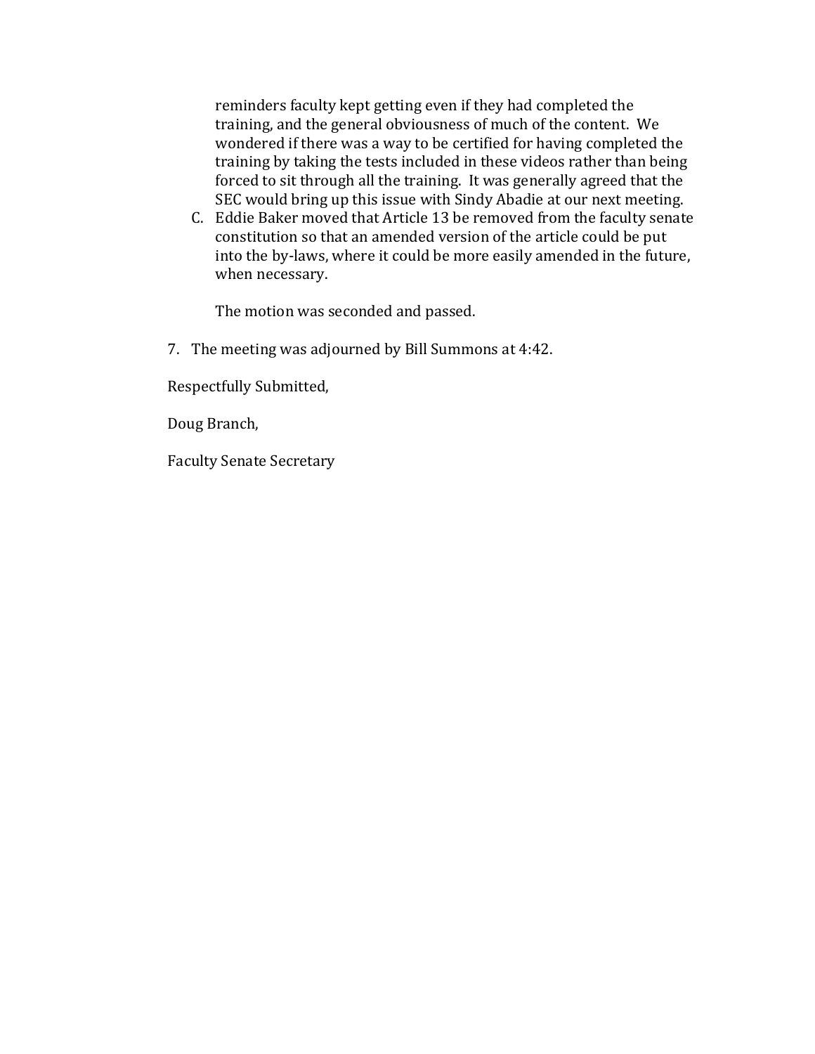reminders faculty kept getting even if they had completed the training, and the general obviousness of much of the content. We wondered if there was a way to be certified for having completed the training by taking the tests included in these videos rather than being forced to sit through all the training. It was generally agreed that the SEC would bring up this issue with Sindy Abadie at our next meeting.

C. Eddie Baker moved that Article 13 be removed from the faculty senate constitution so that an amended version of the article could be put into the by-laws, where it could be more easily amended in the future, when necessary.

   The motion was seconded and passed.

7. The meeting was adjourned by Bill Summons at 4:42.

Respectfully Submitted,

Doug Branch,

Faculty Senate Secretary